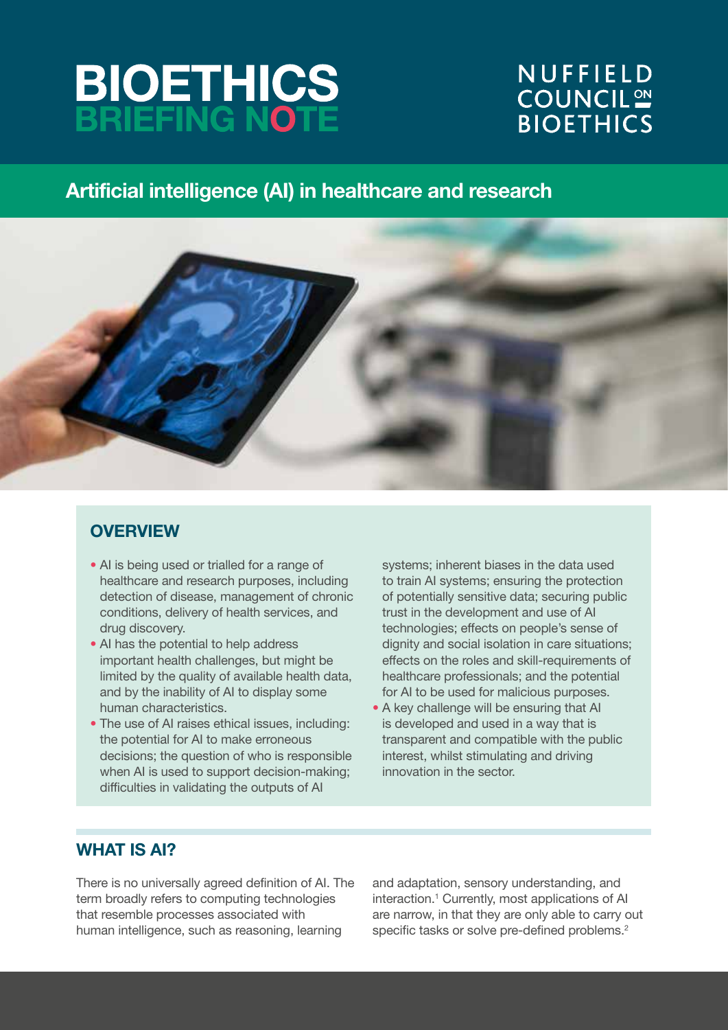# BIOETHICS BRIEFING NOTE

NUFFIELD COUNCIL ON BIOETHICS

## Artificial intelligence (AI) in healthcare and research

### OVERVIEW

- AI is being used or trialled for a range of healthcare and research purposes, including detection of disease, management of chronic conditions, delivery of health services, and drug discovery.
- AI has the potential to help address important health challenges, but might be limited by the quality of available health data, and by the inability of AI to display some human characteristics.
- The use of AI raises ethical issues, including: the potential for AI to make erroneous decisions; the question of who is responsible when AI is used to support decision-making; difficulties in validating the outputs of AI systems; inherent biases in the data used to train AI systems; ensuring the protection of potentially sensitive data; securing public trust in the development and use of AI technologies; effects on people's sense of dignity and social isolation in care situations; effects on the roles and skill-requirements of healthcare professionals; and the potential for AI to be used for malicious purposes.
- A key challenge will be ensuring that AI is developed and used in a way that is transparent and compatible with the public interest, whilst stimulating and driving innovation in the sector.

### WHAT IS AI?

There is no universally agreed definition of AI. The term broadly refers to computing technologies that resemble processes associated with human intelligence, such as reasoning, learning and adaptation, sensory understanding, and interaction.[1] Currently, most applications of AI are narrow, in that they are only able to carry out specific tasks or solve pre-defined problems.[2]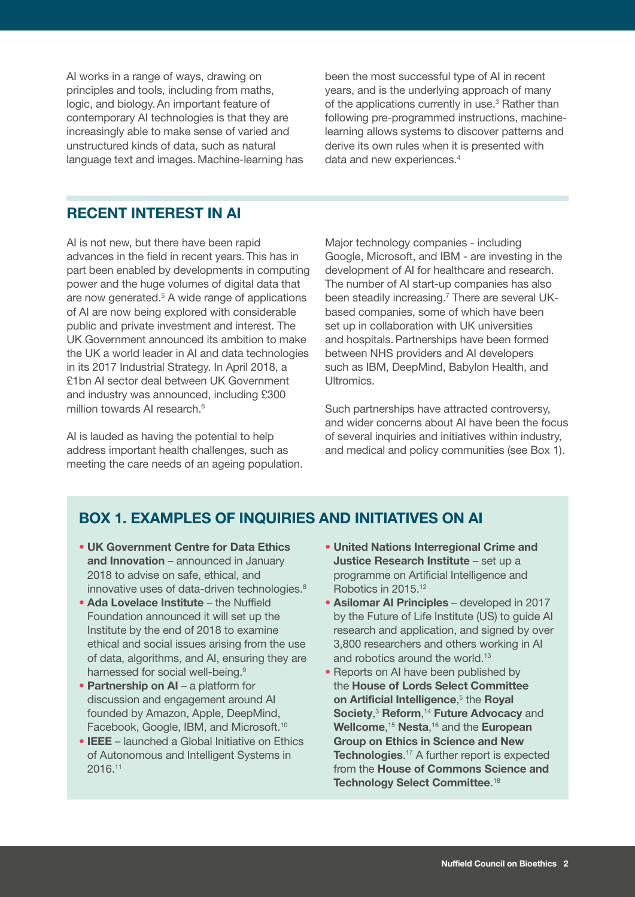AI works in a range of ways, drawing on principles and tools, including from maths, logic, and biology. An important feature of contemporary AI technologies is that they are increasingly able to make sense of varied and unstructured kinds of data, such as natural language text and images. Machine-learning has been the most successful type of AI in recent years, and is the underlying approach of many of the applications currently in use.[3] Rather than following pre-programmed instructions, machine-learning allows systems to discover patterns and derive its own rules when it is presented with data and new experiences.[4]

## RECENT INTEREST IN AI

AI is not new, but there have been rapid advances in the field in recent years. This has in part been enabled by developments in computing power and the huge volumes of digital data that are now generated.[5] A wide range of applications of AI are now being explored with considerable public and private investment and interest. The UK Government announced its ambition to make the UK a world leader in AI and data technologies in its 2017 Industrial Strategy. In April 2018, a £1bn AI sector deal between UK Government and industry was announced, including £300 million towards AI research.[6]

AI is lauded as having the potential to help address important health challenges, such as meeting the care needs of an ageing population.

Major technology companies - including Google, Microsoft, and IBM - are investing in the development of AI for healthcare and research. The number of AI start-up companies has also been steadily increasing.[7] There are several UK-based companies, some of which have been set up in collaboration with UK universities and hospitals. Partnerships have been formed between NHS providers and AI developers such as IBM, DeepMind, Babylon Health, and Ultromics.

Such partnerships have attracted controversy, and wider concerns about AI have been the focus of several inquiries and initiatives within industry, and medical and policy communities (see Box 1).

## BOX 1. EXAMPLES OF INQUIRIES AND INITIATIVES ON AI

- **UK Government Centre for Data Ethics and Innovation** – announced in January 2018 to advise on safe, ethical, and innovative uses of data-driven technologies.[8]
- **Ada Lovelace Institute** – the Nuffield Foundation announced it will set up the Institute by the end of 2018 to examine ethical and social issues arising from the use of data, algorithms, and AI, ensuring they are harnessed for social well-being.[9]
- **Partnership on AI** – a platform for discussion and engagement around AI founded by Amazon, Apple, DeepMind, Facebook, Google, IBM, and Microsoft.[10]
- **IEEE** – launched a Global Initiative on Ethics of Autonomous and Intelligent Systems in 2016.[11]
- **United Nations Interregional Crime and Justice Research Institute** – set up a programme on Artificial Intelligence and Robotics in 2015.[12]
- **Asilomar AI Principles** – developed in 2017 by the Future of Life Institute (US) to guide AI research and application, and signed by over 3,800 researchers and others working in AI and robotics around the world.[13]
- Reports on AI have been published by the **House of Lords Select Committee on Artificial Intelligence**,[5] the **Royal Society**,[3] **Reform**,[14] **Future Advocacy** and **Wellcome**,[15] **Nesta**,[16] and the **European Group on Ethics in Science and New Technologies**.[17] A further report is expected from the **House of Commons Science and Technology Select Committee**.[18]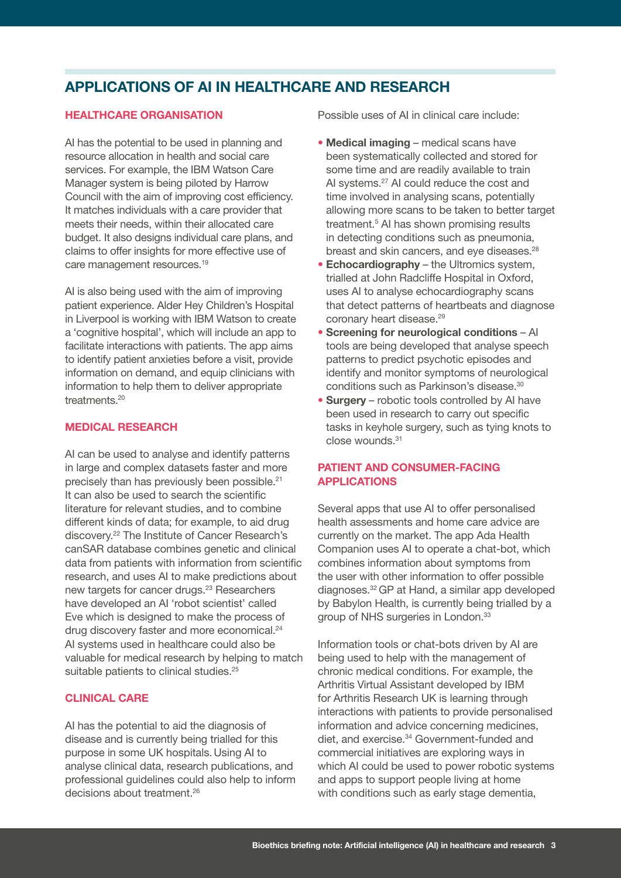## APPLICATIONS OF AI IN HEALTHCARE AND RESEARCH

### HEALTHCARE ORGANISATION

AI has the potential to be used in planning and resource allocation in health and social care services. For example, the IBM Watson Care Manager system is being piloted by Harrow Council with the aim of improving cost efficiency. It matches individuals with a care provider that meets their needs, within their allocated care budget. It also designs individual care plans, and claims to offer insights for more effective use of care management resources.[19]

AI is also being used with the aim of improving patient experience. Alder Hey Children's Hospital in Liverpool is working with IBM Watson to create a 'cognitive hospital', which will include an app to facilitate interactions with patients. The app aims to identify patient anxieties before a visit, provide information on demand, and equip clinicians with information to help them to deliver appropriate treatments.[20]

### MEDICAL RESEARCH

AI can be used to analyse and identify patterns in large and complex datasets faster and more precisely than has previously been possible.[21] It can also be used to search the scientific literature for relevant studies, and to combine different kinds of data; for example, to aid drug discovery.[22] The Institute of Cancer Research's canSAR database combines genetic and clinical data from patients with information from scientific research, and uses AI to make predictions about new targets for cancer drugs.[23] Researchers have developed an AI 'robot scientist' called Eve which is designed to make the process of drug discovery faster and more economical.[24] AI systems used in healthcare could also be valuable for medical research by helping to match suitable patients to clinical studies.[25]

### CLINICAL CARE

AI has the potential to aid the diagnosis of disease and is currently being trialled for this purpose in some UK hospitals. Using AI to analyse clinical data, research publications, and professional guidelines could also help to inform decisions about treatment.[26]

Possible uses of AI in clinical care include:

- **Medical imaging** – medical scans have been systematically collected and stored for some time and are readily available to train AI systems.[27] AI could reduce the cost and time involved in analysing scans, potentially allowing more scans to be taken to better target treatment.[5] AI has shown promising results in detecting conditions such as pneumonia, breast and skin cancers, and eye diseases.[28]
- **Echocardiography** – the Ultromics system, trialled at John Radcliffe Hospital in Oxford, uses AI to analyse echocardiography scans that detect patterns of heartbeats and diagnose coronary heart disease.[29]
- **Screening for neurological conditions** – AI tools are being developed that analyse speech patterns to predict psychotic episodes and identify and monitor symptoms of neurological conditions such as Parkinson's disease.[30]
- **Surgery** – robotic tools controlled by AI have been used in research to carry out specific tasks in keyhole surgery, such as tying knots to close wounds.[31]

### PATIENT AND CONSUMER-FACING APPLICATIONS

Several apps that use AI to offer personalised health assessments and home care advice are currently on the market. The app Ada Health Companion uses AI to operate a chat-bot, which combines information about symptoms from the user with other information to offer possible diagnoses.[32] GP at Hand, a similar app developed by Babylon Health, is currently being trialled by a group of NHS surgeries in London.[33]

Information tools or chat-bots driven by AI are being used to help with the management of chronic medical conditions. For example, the Arthritis Virtual Assistant developed by IBM for Arthritis Research UK is learning through interactions with patients to provide personalised information and advice concerning medicines, diet, and exercise.[34] Government-funded and commercial initiatives are exploring ways in which AI could be used to power robotic systems and apps to support people living at home with conditions such as early stage dementia,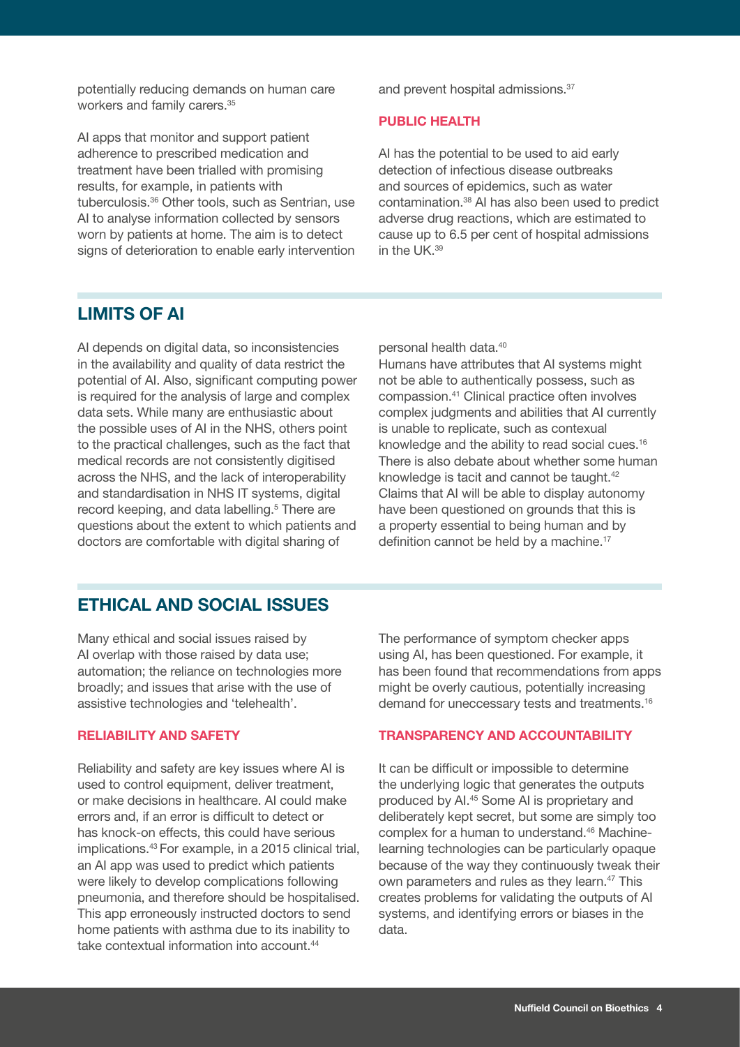potentially reducing demands on human care workers and family carers.[35]

AI apps that monitor and support patient adherence to prescribed medication and treatment have been trialled with promising results, for example, in patients with tuberculosis.[36] Other tools, such as Sentrian, use AI to analyse information collected by sensors worn by patients at home. The aim is to detect signs of deterioration to enable early intervention and prevent hospital admissions.[37]

### PUBLIC HEALTH

AI has the potential to be used to aid early detection of infectious disease outbreaks and sources of epidemics, such as water contamination.[38] AI has also been used to predict adverse drug reactions, which are estimated to cause up to 6.5 per cent of hospital admissions in the UK.[39]

## LIMITS OF AI

AI depends on digital data, so inconsistencies in the availability and quality of data restrict the potential of AI. Also, significant computing power is required for the analysis of large and complex data sets. While many are enthusiastic about the possible uses of AI in the NHS, others point to the practical challenges, such as the fact that medical records are not consistently digitised across the NHS, and the lack of interoperability and standardisation in NHS IT systems, digital record keeping, and data labelling.[5] There are questions about the extent to which patients and doctors are comfortable with digital sharing of personal health data.[40]

Humans have attributes that AI systems might not be able to authentically possess, such as compassion.[41] Clinical practice often involves complex judgments and abilities that AI currently is unable to replicate, such as contexual knowledge and the ability to read social cues.[16] There is also debate about whether some human knowledge is tacit and cannot be taught.[42] Claims that AI will be able to display autonomy have been questioned on grounds that this is a property essential to being human and by definition cannot be held by a machine.[17]

## ETHICAL AND SOCIAL ISSUES

Many ethical and social issues raised by AI overlap with those raised by data use; automation; the reliance on technologies more broadly; and issues that arise with the use of assistive technologies and 'telehealth'.

### RELIABILITY AND SAFETY

Reliability and safety are key issues where AI is used to control equipment, deliver treatment, or make decisions in healthcare. AI could make errors and, if an error is difficult to detect or has knock-on effects, this could have serious implications.[43] For example, in a 2015 clinical trial, an AI app was used to predict which patients were likely to develop complications following pneumonia, and therefore should be hospitalised. This app erroneously instructed doctors to send home patients with asthma due to its inability to take contextual information into account.[44]

The performance of symptom checker apps using AI, has been questioned. For example, it has been found that recommendations from apps might be overly cautious, potentially increasing demand for uneccessary tests and treatments.[16]

### TRANSPARENCY AND ACCOUNTABILITY

It can be difficult or impossible to determine the underlying logic that generates the outputs produced by AI.[45] Some AI is proprietary and deliberately kept secret, but some are simply too complex for a human to understand.[46] Machine-learning technologies can be particularly opaque because of the way they continuously tweak their own parameters and rules as they learn.[47] This creates problems for validating the outputs of AI systems, and identifying errors or biases in the data.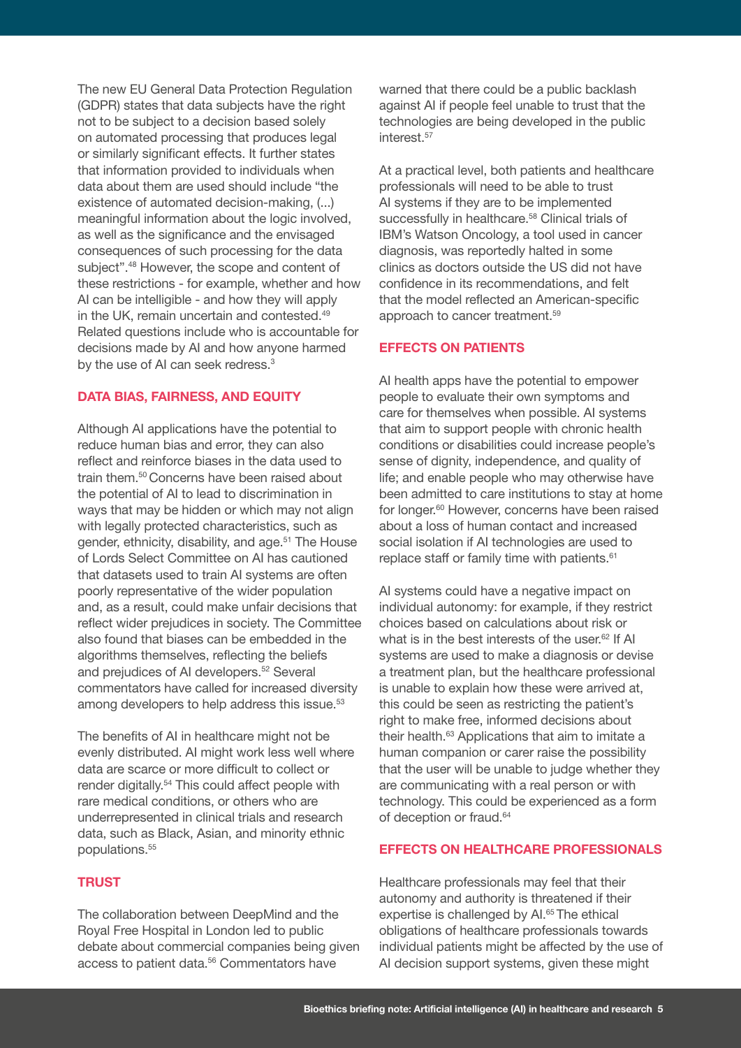The new EU General Data Protection Regulation (GDPR) states that data subjects have the right not to be subject to a decision based solely on automated processing that produces legal or similarly significant effects. It further states that information provided to individuals when data about them are used should include "the existence of automated decision-making, (...) meaningful information about the logic involved, as well as the significance and the envisaged consequences of such processing for the data subject".[48] However, the scope and content of these restrictions - for example, whether and how AI can be intelligible - and how they will apply in the UK, remain uncertain and contested.[49] Related questions include who is accountable for decisions made by AI and how anyone harmed by the use of AI can seek redress.[3]

## DATA BIAS, FAIRNESS, AND EQUITY

Although AI applications have the potential to reduce human bias and error, they can also reflect and reinforce biases in the data used to train them.[50] Concerns have been raised about the potential of AI to lead to discrimination in ways that may be hidden or which may not align with legally protected characteristics, such as gender, ethnicity, disability, and age.[51] The House of Lords Select Committee on AI has cautioned that datasets used to train AI systems are often poorly representative of the wider population and, as a result, could make unfair decisions that reflect wider prejudices in society. The Committee also found that biases can be embedded in the algorithms themselves, reflecting the beliefs and prejudices of AI developers.[52] Several commentators have called for increased diversity among developers to help address this issue.[53]

The benefits of AI in healthcare might not be evenly distributed. AI might work less well where data are scarce or more difficult to collect or render digitally.[54] This could affect people with rare medical conditions, or others who are underrepresented in clinical trials and research data, such as Black, Asian, and minority ethnic populations.[55]

## TRUST

The collaboration between DeepMind and the Royal Free Hospital in London led to public debate about commercial companies being given access to patient data.[56] Commentators have warned that there could be a public backlash against AI if people feel unable to trust that the technologies are being developed in the public interest.[57]

At a practical level, both patients and healthcare professionals will need to be able to trust AI systems if they are to be implemented successfully in healthcare.[58] Clinical trials of IBM's Watson Oncology, a tool used in cancer diagnosis, was reportedly halted in some clinics as doctors outside the US did not have confidence in its recommendations, and felt that the model reflected an American-specific approach to cancer treatment.[59]

## EFFECTS ON PATIENTS

AI health apps have the potential to empower people to evaluate their own symptoms and care for themselves when possible. AI systems that aim to support people with chronic health conditions or disabilities could increase people's sense of dignity, independence, and quality of life; and enable people who may otherwise have been admitted to care institutions to stay at home for longer.[60] However, concerns have been raised about a loss of human contact and increased social isolation if AI technologies are used to replace staff or family time with patients.[61]

AI systems could have a negative impact on individual autonomy: for example, if they restrict choices based on calculations about risk or what is in the best interests of the user.[62] If AI systems are used to make a diagnosis or devise a treatment plan, but the healthcare professional is unable to explain how these were arrived at, this could be seen as restricting the patient's right to make free, informed decisions about their health.[63] Applications that aim to imitate a human companion or carer raise the possibility that the user will be unable to judge whether they are communicating with a real person or with technology. This could be experienced as a form of deception or fraud.[64]

## EFFECTS ON HEALTHCARE PROFESSIONALS

Healthcare professionals may feel that their autonomy and authority is threatened if their expertise is challenged by AI.[65] The ethical obligations of healthcare professionals towards individual patients might be affected by the use of AI decision support systems, given these might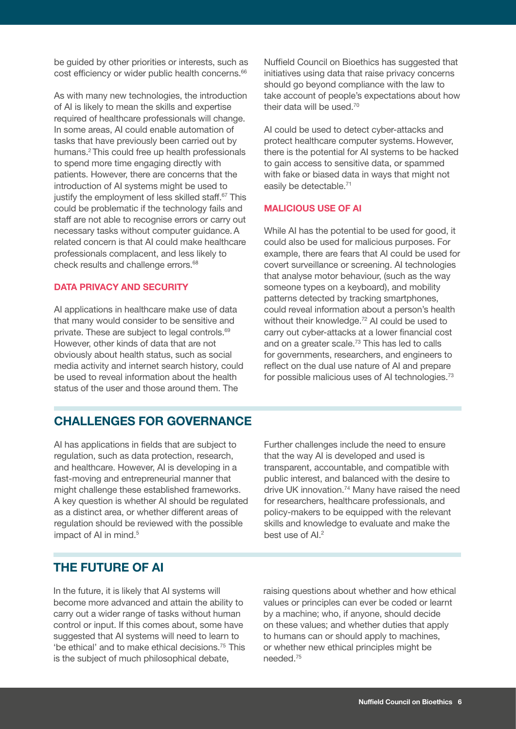be guided by other priorities or interests, such as cost efficiency or wider public health concerns.[66]

As with many new technologies, the introduction of AI is likely to mean the skills and expertise required of healthcare professionals will change. In some areas, AI could enable automation of tasks that have previously been carried out by humans.[2] This could free up health professionals to spend more time engaging directly with patients. However, there are concerns that the introduction of AI systems might be used to justify the employment of less skilled staff.[67] This could be problematic if the technology fails and staff are not able to recognise errors or carry out necessary tasks without computer guidance. A related concern is that AI could make healthcare professionals complacent, and less likely to check results and challenge errors.[68]

### DATA PRIVACY AND SECURITY

AI applications in healthcare make use of data that many would consider to be sensitive and private. These are subject to legal controls.[69] However, other kinds of data that are not obviously about health status, such as social media activity and internet search history, could be used to reveal information about the health status of the user and those around them. The Nuffield Council on Bioethics has suggested that initiatives using data that raise privacy concerns should go beyond compliance with the law to take account of people's expectations about how their data will be used.[70]

AI could be used to detect cyber-attacks and protect healthcare computer systems. However, there is the potential for AI systems to be hacked to gain access to sensitive data, or spammed with fake or biased data in ways that might not easily be detectable.[71]

### MALICIOUS USE OF AI

While AI has the potential to be used for good, it could also be used for malicious purposes. For example, there are fears that AI could be used for covert surveillance or screening. AI technologies that analyse motor behaviour, (such as the way someone types on a keyboard), and mobility patterns detected by tracking smartphones, could reveal information about a person's health without their knowledge.[72] AI could be used to carry out cyber-attacks at a lower financial cost and on a greater scale.[73] This has led to calls for governments, researchers, and engineers to reflect on the dual use nature of AI and prepare for possible malicious uses of AI technologies.[73]

## CHALLENGES FOR GOVERNANCE

AI has applications in fields that are subject to regulation, such as data protection, research, and healthcare. However, AI is developing in a fast-moving and entrepreneurial manner that might challenge these established frameworks. A key question is whether AI should be regulated as a distinct area, or whether different areas of regulation should be reviewed with the possible impact of AI in mind.[5]

Further challenges include the need to ensure that the way AI is developed and used is transparent, accountable, and compatible with public interest, and balanced with the desire to drive UK innovation.[74] Many have raised the need for researchers, healthcare professionals, and policy-makers to be equipped with the relevant skills and knowledge to evaluate and make the best use of AI.[2]

## THE FUTURE OF AI

In the future, it is likely that AI systems will become more advanced and attain the ability to carry out a wider range of tasks without human control or input. If this comes about, some have suggested that AI systems will need to learn to 'be ethical' and to make ethical decisions.[75] This is the subject of much philosophical debate, raising questions about whether and how ethical values or principles can ever be coded or learnt by a machine; who, if anyone, should decide on these values; and whether duties that apply to humans can or should apply to machines, or whether new ethical principles might be needed.[75]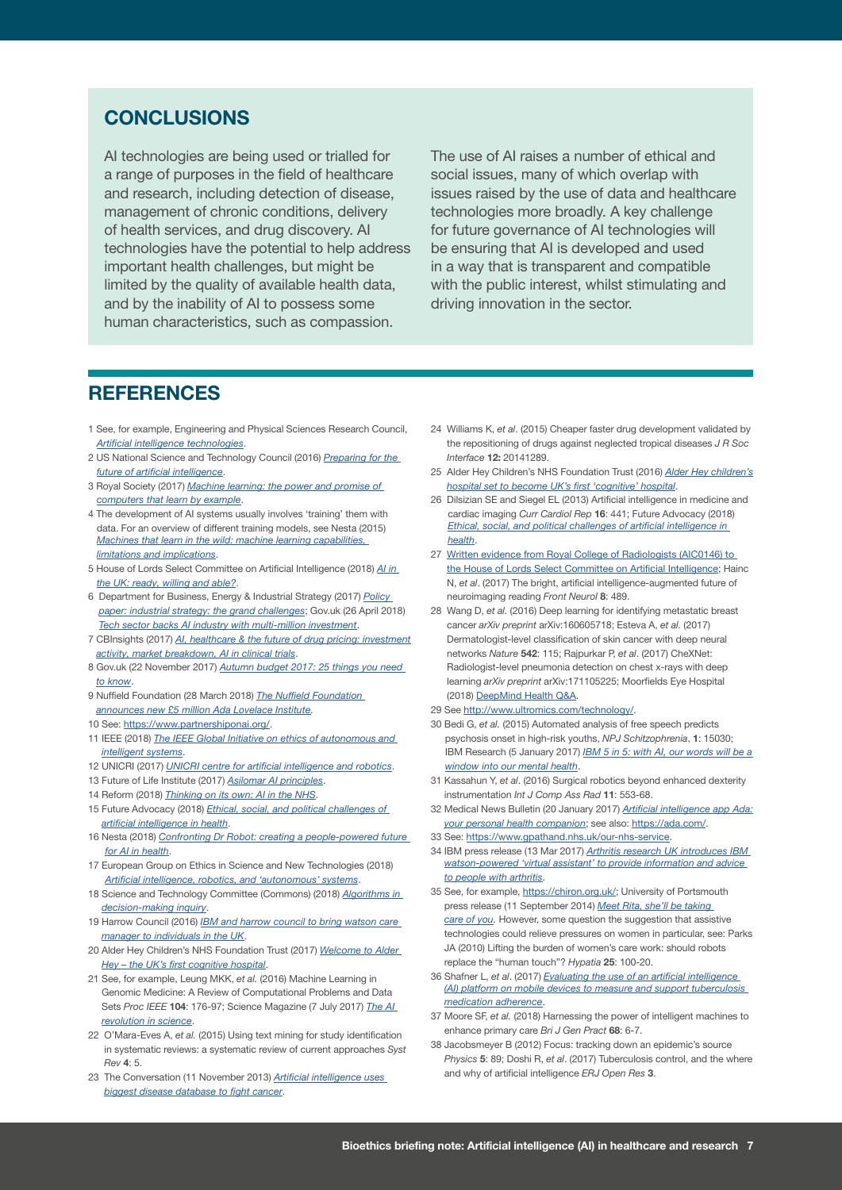## CONCLUSIONS

AI technologies are being used or trialled for a range of purposes in the field of healthcare and research, including detection of disease, management of chronic conditions, delivery of health services, and drug discovery. AI technologies have the potential to help address important health challenges, but might be limited by the quality of available health data, and by the inability of AI to possess some human characteristics, such as compassion.

The use of AI raises a number of ethical and social issues, many of which overlap with issues raised by the use of data and healthcare technologies more broadly. A key challenge for future governance of AI technologies will be ensuring that AI is developed and used in a way that is transparent and compatible with the public interest, whilst stimulating and driving innovation in the sector.

## REFERENCES

1 See, for example, Engineering and Physical Sciences Research Council, *Artificial intelligence technologies*.

2 US National Science and Technology Council (2016) *Preparing for the future of artificial intelligence*.

3 Royal Society (2017) *Machine learning: the power and promise of computers that learn by example*.

4 The development of AI systems usually involves 'training' them with data. For an overview of different training models, see Nesta (2015) *Machines that learn in the wild: machine learning capabilities, limitations and implications*.

5 House of Lords Select Committee on Artificial Intelligence (2018) *AI in the UK: ready, willing and able?*.

6 Department for Business, Energy & Industrial Strategy (2017) *Policy paper: industrial strategy: the grand challenges*; Gov.uk (26 April 2018) *Tech sector backs AI industry with multi-million investment*.

7 CBInsights (2017) *AI, healthcare & the future of drug pricing: investment activity, market breakdown, AI in clinical trials*.

8 Gov.uk (22 November 2017) *Autumn budget 2017: 25 things you need to know*.

9 Nuffield Foundation (28 March 2018) *The Nuffield Foundation announces new £5 million Ada Lovelace Institute*.

10 See: https://www.partnershiponai.org/.

11 IEEE (2018) *The IEEE Global Initiative on ethics of autonomous and intelligent systems*.

12 UNICRI (2017) *UNICRI centre for artificial intelligence and robotics*.

13 Future of Life Institute (2017) *Asilomar AI principles*.

14 Reform (2018) *Thinking on its own: AI in the NHS*.

15 Future Advocacy (2018) *Ethical, social, and political challenges of artificial intelligence in health*.

16 Nesta (2018) *Confronting Dr Robot: creating a people-powered future for AI in health*.

17 European Group on Ethics in Science and New Technologies (2018) *Artificial intelligence, robotics, and 'autonomous' systems*.

18 Science and Technology Committee (Commons) (2018) *Algorithms in decision-making inquiry*.

19 Harrow Council (2016) *IBM and harrow council to bring watson care manager to individuals in the UK*.

20 Alder Hey Children's NHS Foundation Trust (2017) *Welcome to Alder Hey – the UK's first cognitive hospital*.

21 See, for example, Leung MKK, *et al.* (2016) Machine Learning in Genomic Medicine: A Review of Computational Problems and Data Sets *Proc IEEE* **104**: 176-97; Science Magazine (7 July 2017) *The AI revolution in science*.

22 O'Mara-Eves A, *et al.* (2015) Using text mining for study identification in systematic reviews: a systematic review of current approaches *Syst Rev* **4**: 5.

23 The Conversation (11 November 2013) *Artificial intelligence uses biggest disease database to fight cancer*.

24 Williams K, *et al*. (2015) Cheaper faster drug development validated by the repositioning of drugs against neglected tropical diseases *J R Soc Interface* **12:** 20141289.

25 Alder Hey Children's NHS Foundation Trust (2016) *Alder Hey children's hospital set to become UK's first 'cognitive' hospital*.

26 Dilsizian SE and Siegel EL (2013) Artificial intelligence in medicine and cardiac imaging *Curr Cardiol Rep* **16**: 441; Future Advocacy (2018) *Ethical, social, and political challenges of artificial intelligence in health*.

27 Written evidence from Royal College of Radiologists (AIC0146) to the House of Lords Select Committee on Artificial Intelligence; Hainc N, *et al*. (2017) The bright, artificial intelligence-augmented future of neuroimaging reading *Front Neurol* **8**: 489.

28 Wang D, *et al.* (2016) Deep learning for identifying metastatic breast cancer *arXiv preprint* arXiv:160605718; Esteva A, *et al.* (2017) Dermatologist-level classification of skin cancer with deep neural networks *Nature* **542**: 115; Rajpurkar P, *et al*. (2017) CheXNet: Radiologist-level pneumonia detection on chest x-rays with deep learning *arXiv preprint* arXiv:171105225; Moorfields Eye Hospital (2018) DeepMind Health Q&A.

29 See http://www.ultromics.com/technology/.

30 Bedi G, *et al.* (2015) Automated analysis of free speech predicts psychosis onset in high-risk youths, *NPJ Schitzophrenia*, **1**: 15030; IBM Research (5 January 2017) *IBM 5 in 5: with AI, our words will be a window into our mental health*.

31 Kassahun Y, *et al*. (2016) Surgical robotics beyond enhanced dexterity instrumentation *Int J Comp Ass Rad* **11**: 553-68.

32 Medical News Bulletin (20 January 2017) *Artificial intelligence app Ada: your personal health companion*; see also: https://ada.com/.

33 See: https://www.gpathand.nhs.uk/our-nhs-service.

34 IBM press release (13 Mar 2017) *Arthritis research UK introduces IBM watson-powered 'virtual assistant' to provide information and advice to people with arthritis*.

35 See, for example, https://chiron.org.uk/; University of Portsmouth press release (11 September 2014) *Meet Rita, she'll be taking care of you.* However, some question the suggestion that assistive technologies could relieve pressures on women in particular, see: Parks JA (2010) Lifting the burden of women's care work: should robots replace the "human touch"? *Hypatia* **25**: 100-20.

36 Shafner L, *et al*. (2017) *Evaluating the use of an artificial intelligence (AI) platform on mobile devices to measure and support tuberculosis medication adherence*.

37 Moore SF, *et al.* (2018) Harnessing the power of intelligent machines to enhance primary care *Bri J Gen Pract* **68**: 6-7.

38 Jacobsmeyer B (2012) Focus: tracking down an epidemic's source *Physics* **5**: 89; Doshi R, *et al*. (2017) Tuberculosis control, and the where and why of artificial intelligence *ERJ Open Res* **3**.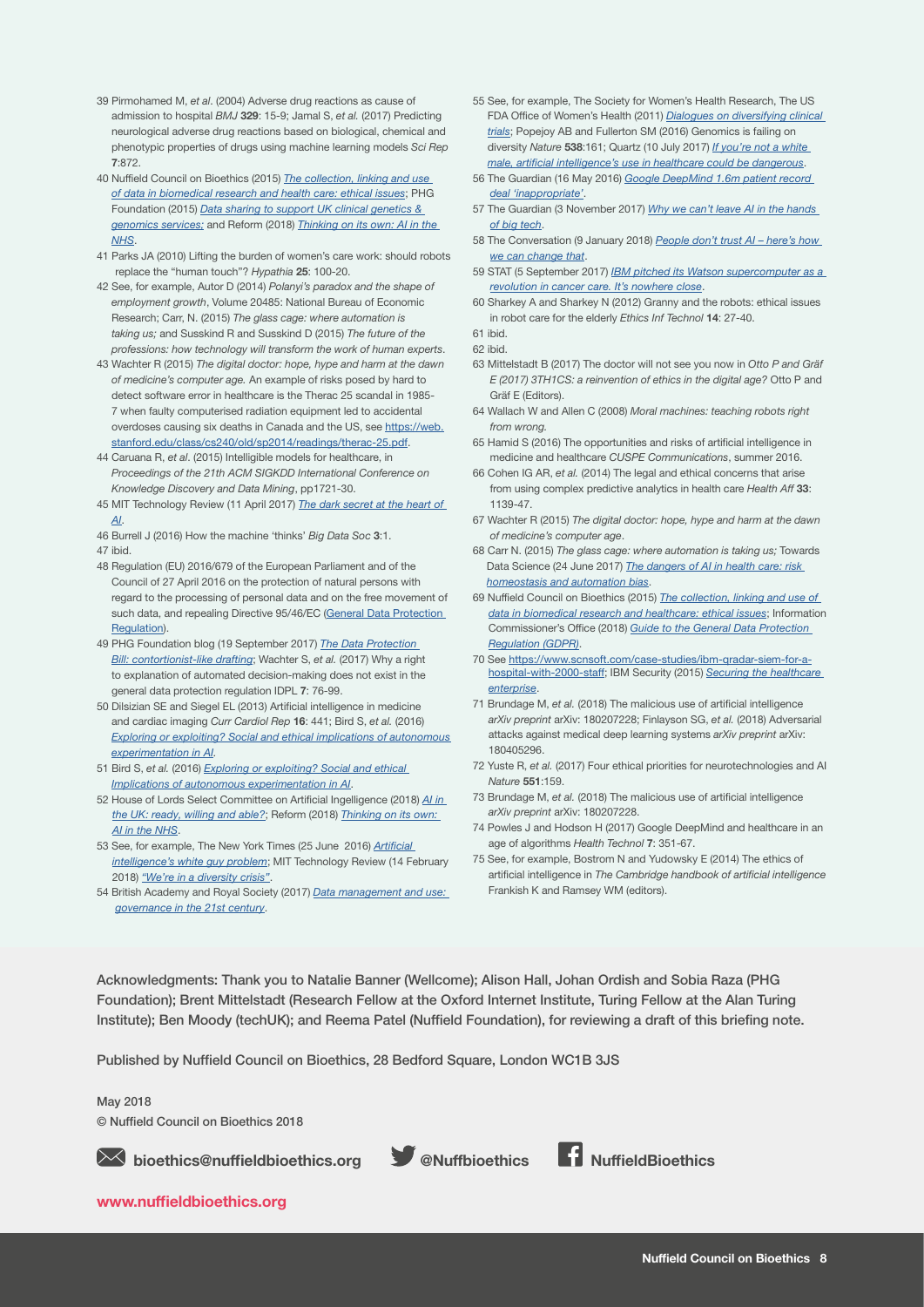39 Pirmohamed M, *et al*. (2004) Adverse drug reactions as cause of admission to hospital *BMJ* **329**: 15-9; Jamal S, *et al.* (2017) Predicting neurological adverse drug reactions based on biological, chemical and phenotypic properties of drugs using machine learning models *Sci Rep* **7**:872.

40 Nuffield Council on Bioethics (2015) *The collection, linking and use of data in biomedical research and health care: ethical issues*; PHG Foundation (2015) *Data sharing to support UK clinical genetics & genomics services;* and Reform (2018) *Thinking on its own: AI in the NHS*.

41 Parks JA (2010) Lifting the burden of women's care work: should robots replace the "human touch"? *Hypathia* **25**: 100-20.

42 See, for example, Autor D (2014) *Polanyi's paradox and the shape of employment growth*, Volume 20485: National Bureau of Economic Research; Carr, N. (2015) *The glass cage: where automation is taking us;* and Susskind R and Susskind D (2015) *The future of the professions: how technology will transform the work of human experts*.

43 Wachter R (2015) *The digital doctor: hope, hype and harm at the dawn of medicine's computer age.* An example of risks posed by hard to detect software error in healthcare is the Therac 25 scandal in 1985-7 when faulty computerised radiation equipment led to accidental overdoses causing six deaths in Canada and the US, see https://web.stanford.edu/class/cs240/old/sp2014/readings/therac-25.pdf.

44 Caruana R, *et al*. (2015) Intelligible models for healthcare, in *Proceedings of the 21th ACM SIGKDD International Conference on Knowledge Discovery and Data Mining*, pp1721-30.

45 MIT Technology Review (11 April 2017) *The dark secret at the heart of AI*.

46 Burrell J (2016) How the machine 'thinks' *Big Data Soc* **3**:1.

47 ibid.

48 Regulation (EU) 2016/679 of the European Parliament and of the Council of 27 April 2016 on the protection of natural persons with regard to the processing of personal data and on the free movement of such data, and repealing Directive 95/46/EC (General Data Protection Regulation).

49 PHG Foundation blog (19 September 2017) *The Data Protection Bill: contortionist-like drafting*; Wachter S, *et al.* (2017) Why a right to explanation of automated decision-making does not exist in the general data protection regulation IDPL **7**: 76-99.

50 Dilsizian SE and Siegel EL (2013) Artificial intelligence in medicine and cardiac imaging *Curr Cardiol Rep* **16**: 441; Bird S, *et al.* (2016) *Exploring or exploiting? Social and ethical implications of autonomous experimentation in AI*.

51 Bird S, *et al.* (2016) *Exploring or exploiting? Social and ethical Implications of autonomous experimentation in AI*.

52 House of Lords Select Committee on Artificial Ingelligence (2018) *AI in the UK: ready, willing and able?*; Reform (2018) *Thinking on its own: AI in the NHS*.

53 See, for example, The New York Times (25 June 2016) *Artificial intelligence's white guy problem*; MIT Technology Review (14 February 2018) *"We're in a diversity crisis"*.

54 British Academy and Royal Society (2017) *Data management and use: governance in the 21st century*.

55 See, for example, The Society for Women's Health Research, The US FDA Office of Women's Health (2011) *Dialogues on diversifying clinical trials*; Popejoy AB and Fullerton SM (2016) Genomics is failing on diversity *Nature* **538**:161; Quartz (10 July 2017) *If you're not a white male, artificial intelligence's use in healthcare could be dangerous*.

56 The Guardian (16 May 2016) *Google DeepMind 1.6m patient record deal 'inappropriate'*.

57 The Guardian (3 November 2017) *Why we can't leave AI in the hands of big tech*.

58 The Conversation (9 January 2018) *People don't trust AI – here's how we can change that*.

59 STAT (5 September 2017) *IBM pitched its Watson supercomputer as a revolution in cancer care. It's nowhere close*.

60 Sharkey A and Sharkey N (2012) Granny and the robots: ethical issues in robot care for the elderly *Ethics Inf Technol* **14**: 27-40.

61 ibid.

62 ibid.

63 Mittelstadt B (2017) The doctor will not see you now in *Otto P and Gräf E (2017) 3TH1CS: a reinvention of ethics in the digital age?* Otto P and Gräf E (Editors).

64 Wallach W and Allen C (2008) *Moral machines: teaching robots right from wrong.*

65 Hamid S (2016) The opportunities and risks of artificial intelligence in medicine and healthcare *CUSPE Communications*, summer 2016.

66 Cohen IG AR, *et al.* (2014) The legal and ethical concerns that arise from using complex predictive analytics in health care *Health Aff* **33**: 1139-47.

67 Wachter R (2015) *The digital doctor: hope, hype and harm at the dawn of medicine's computer age*.

68 Carr N. (2015) *The glass cage: where automation is taking us;* Towards Data Science (24 June 2017) *The dangers of AI in health care: risk homeostasis and automation bias*.

69 Nuffield Council on Bioethics (2015) *The collection, linking and use of data in biomedical research and healthcare: ethical issues*; Information Commissioner's Office (2018) *Guide to the General Data Protection Regulation (GDPR)*.

70 See https://www.scnsoft.com/case-studies/ibm-qradar-siem-for-a-hospital-with-2000-staff; IBM Security (2015) *Securing the healthcare enterprise*.

71 Brundage M, *et al.* (2018) The malicious use of artificial intelligence *arXiv preprint* arXiv: 180207228; Finlayson SG, *et al.* (2018) Adversarial attacks against medical deep learning systems *arXiv preprint* arXiv: 180405296.

72 Yuste R, *et al.* (2017) Four ethical priorities for neurotechnologies and AI *Nature* **551**:159.

73 Brundage M, *et al.* (2018) The malicious use of artificial intelligence *arXiv preprint* arXiv: 180207228.

74 Powles J and Hodson H (2017) Google DeepMind and healthcare in an age of algorithms *Health Technol* **7**: 351-67.

75 See, for example, Bostrom N and Yudowsky E (2014) The ethics of artificial intelligence in *The Cambridge handbook of artificial intelligence* Frankish K and Ramsey WM (editors).

Acknowledgments: Thank you to Natalie Banner (Wellcome); Alison Hall, Johan Ordish and Sobia Raza (PHG Foundation); Brent Mittelstadt (Research Fellow at the Oxford Internet Institute, Turing Fellow at the Alan Turing Institute); Ben Moody (techUK); and Reema Patel (Nuffield Foundation), for reviewing a draft of this briefing note.

Published by Nuffield Council on Bioethics, 28 Bedford Square, London WC1B 3JS

May 2018

© Nuffield Council on Bioethics 2018

bioethics@nuffieldbioethics.org @Nuffbioethics NuffieldBioethics

www.nuffieldbioethics.org